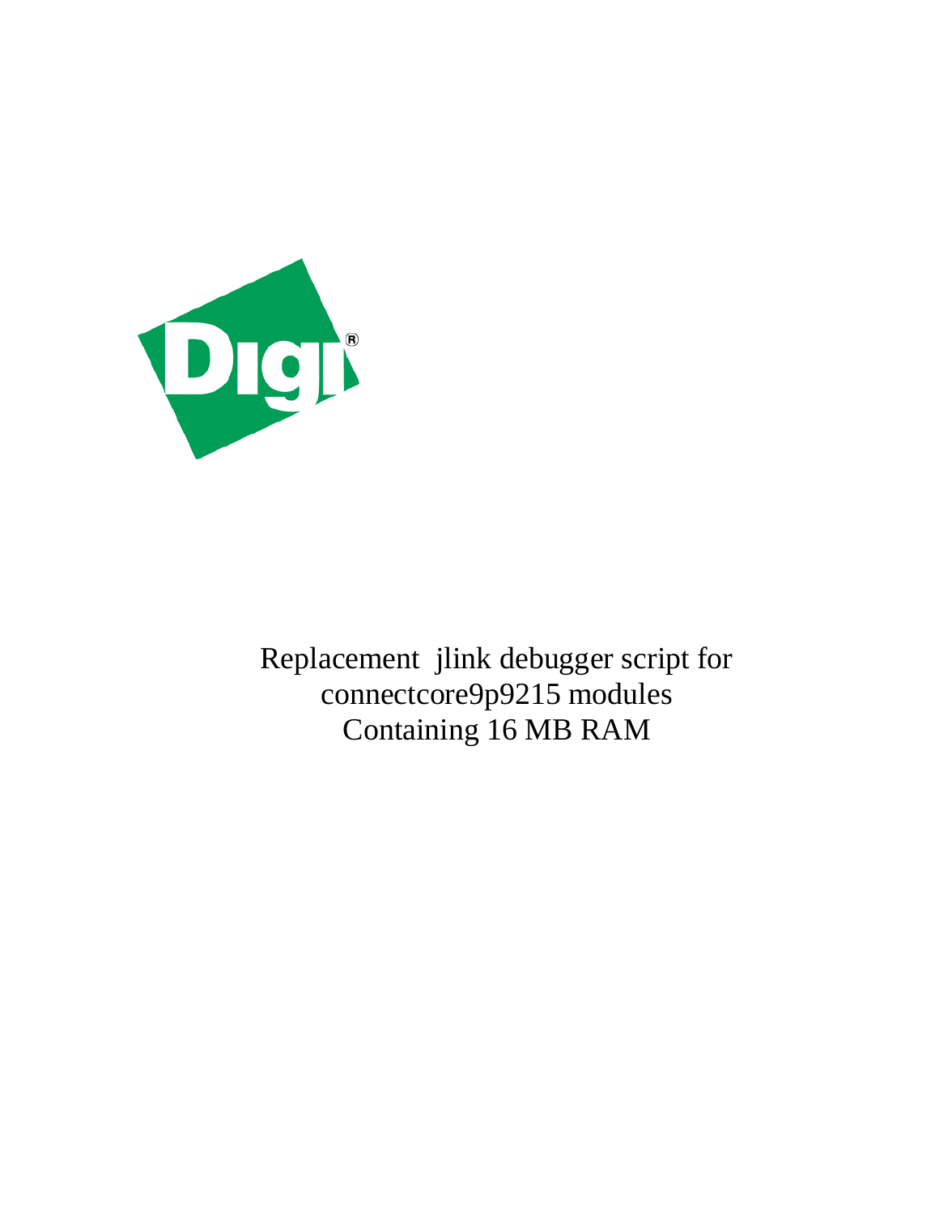Replacement jlink debugger script for connectcore9p9215 modules Containing 16 MB RAM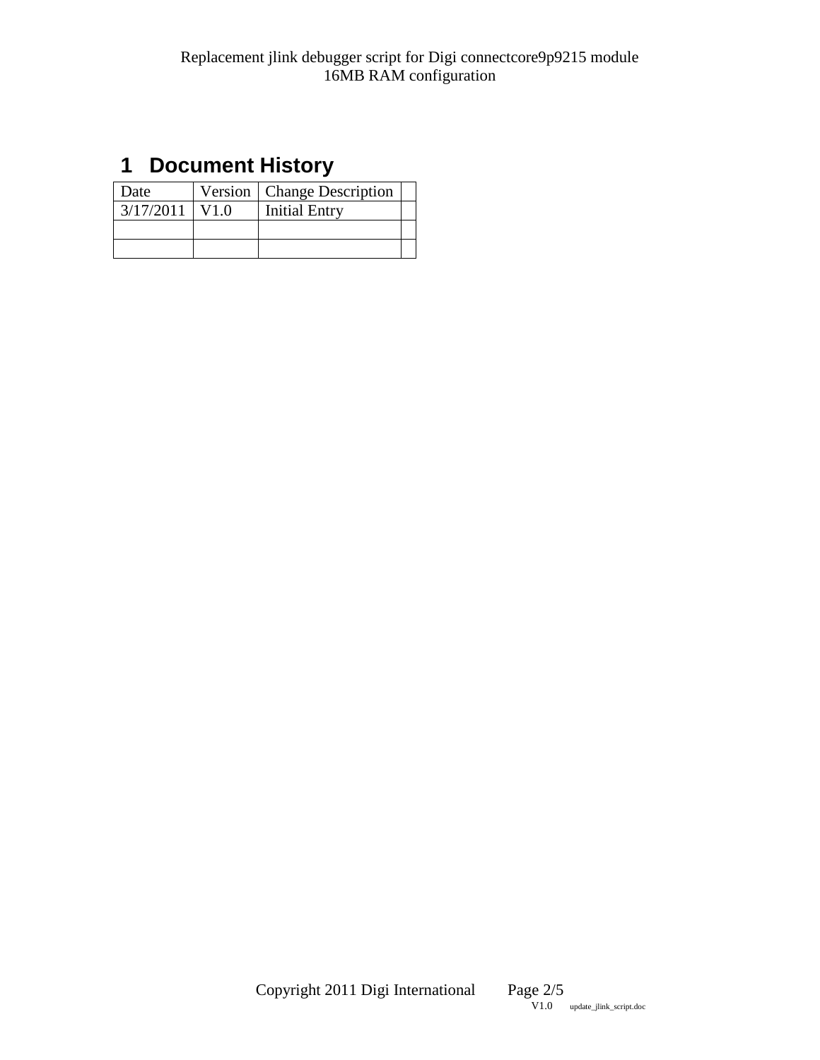# 1 Document History

| Date | Version | Change Description | |
|---|---|---|---|
| 3/17/2011 | V1.0 | Initial Entry | |
| | | | |
| | | | |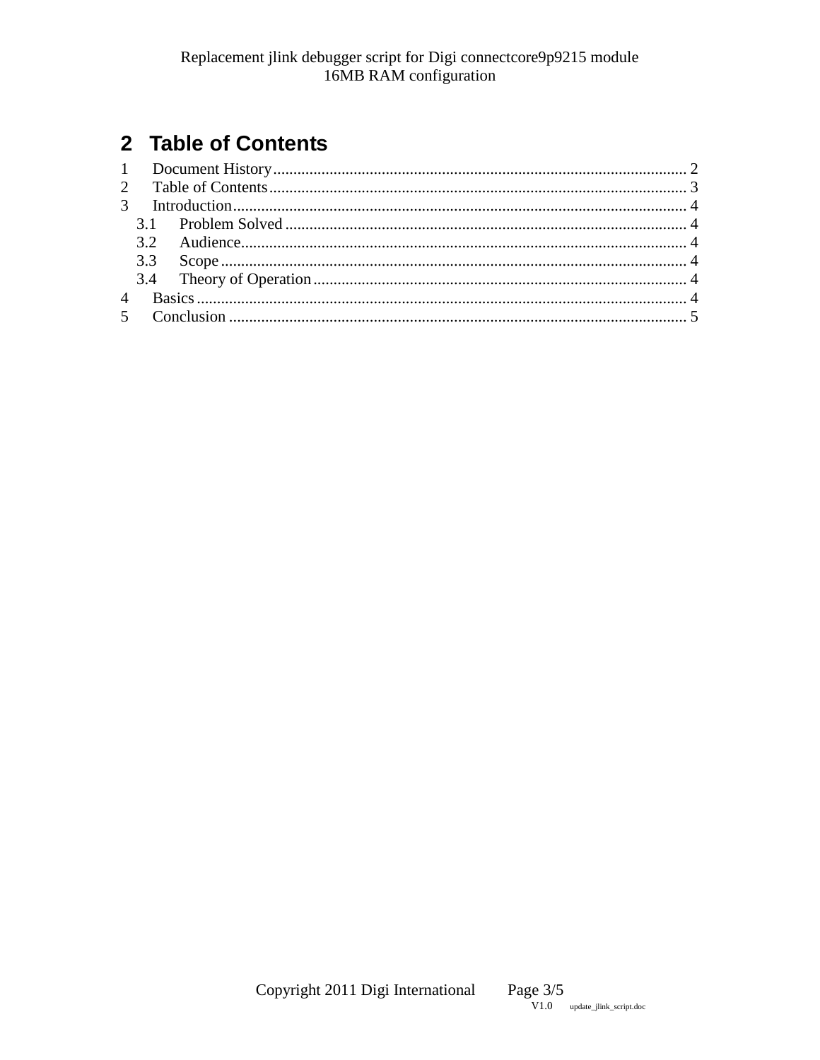## 2 Table of Contents

1 Document History........................................................................................................ 2
2 Table of Contents........................................................................................................ 3
3 Introduction................................................................................................................. 4
  3.1 Problem Solved .................................................................................................... 4
  3.2 Audience............................................................................................................... 4
  3.3 Scope.................................................................................................................... 4
  3.4 Theory of Operation............................................................................................. 4
4 Basics........................................................................................................................... 4
5 Conclusion .................................................................................................................. 5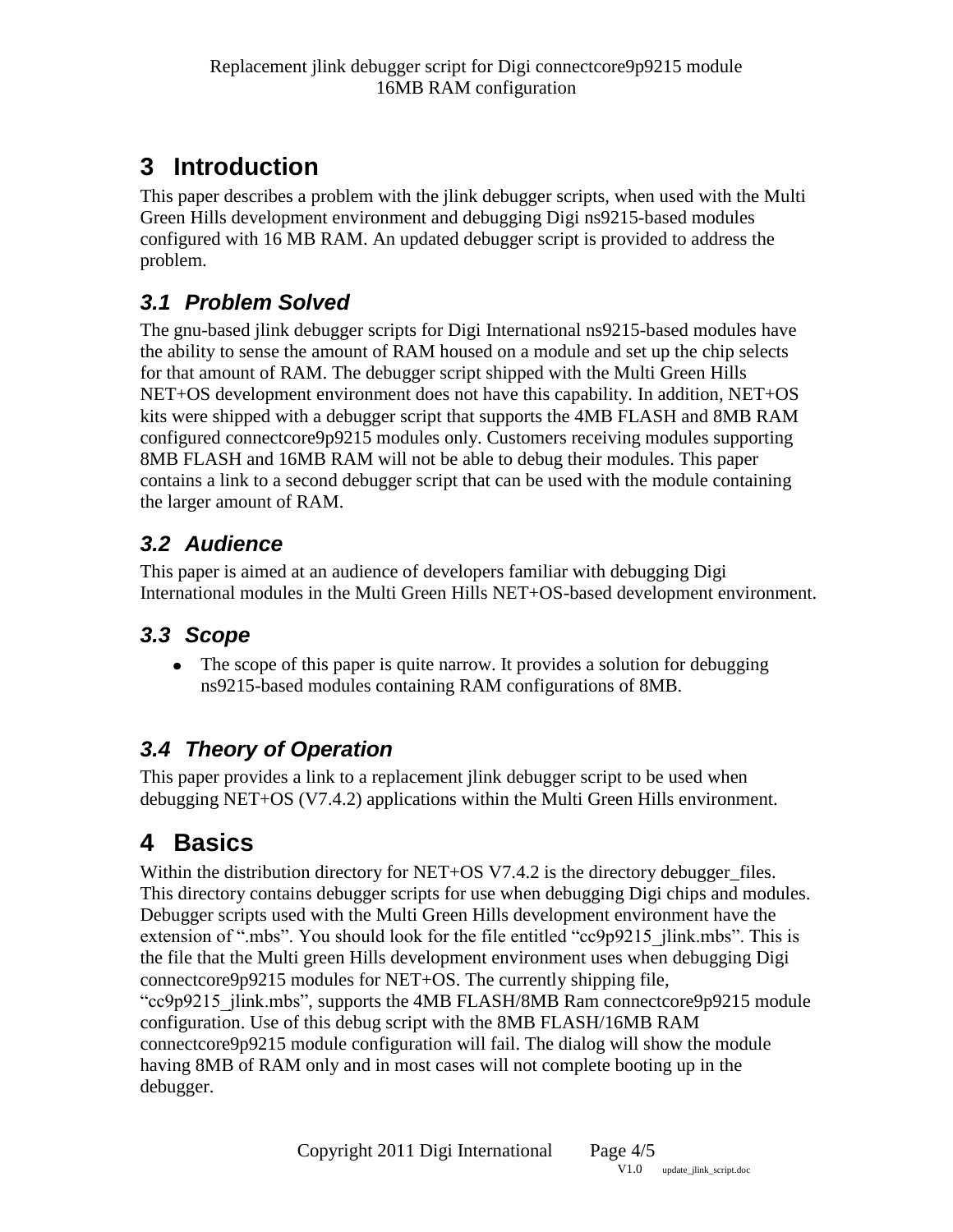# 3 Introduction

This paper describes a problem with the jlink debugger scripts, when used with the Multi Green Hills development environment and debugging Digi ns9215-based modules configured with 16 MB RAM. An updated debugger script is provided to address the problem.

## 3.1 Problem Solved

The gnu-based jlink debugger scripts for Digi International ns9215-based modules have the ability to sense the amount of RAM housed on a module and set up the chip selects for that amount of RAM. The debugger script shipped with the Multi Green Hills NET+OS development environment does not have this capability. In addition, NET+OS kits were shipped with a debugger script that supports the 4MB FLASH and 8MB RAM configured connectcore9p9215 modules only. Customers receiving modules supporting 8MB FLASH and 16MB RAM will not be able to debug their modules. This paper contains a link to a second debugger script that can be used with the module containing the larger amount of RAM.

## 3.2 Audience

This paper is aimed at an audience of developers familiar with debugging Digi International modules in the Multi Green Hills NET+OS-based development environment.

## 3.3 Scope

- The scope of this paper is quite narrow. It provides a solution for debugging ns9215-based modules containing RAM configurations of 8MB.

## 3.4 Theory of Operation

This paper provides a link to a replacement jlink debugger script to be used when debugging NET+OS (V7.4.2) applications within the Multi Green Hills environment.

# 4 Basics

Within the distribution directory for NET+OS V7.4.2 is the directory debugger_files. This directory contains debugger scripts for use when debugging Digi chips and modules. Debugger scripts used with the Multi Green Hills development environment have the extension of ".mbs". You should look for the file entitled "cc9p9215_jlink.mbs". This is the file that the Multi green Hills development environment uses when debugging Digi connectcore9p9215 modules for NET+OS. The currently shipping file, "cc9p9215_jlink.mbs", supports the 4MB FLASH/8MB Ram connectcore9p9215 module configuration. Use of this debug script with the 8MB FLASH/16MB RAM connectcore9p9215 module configuration will fail. The dialog will show the module having 8MB of RAM only and in most cases will not complete booting up in the debugger.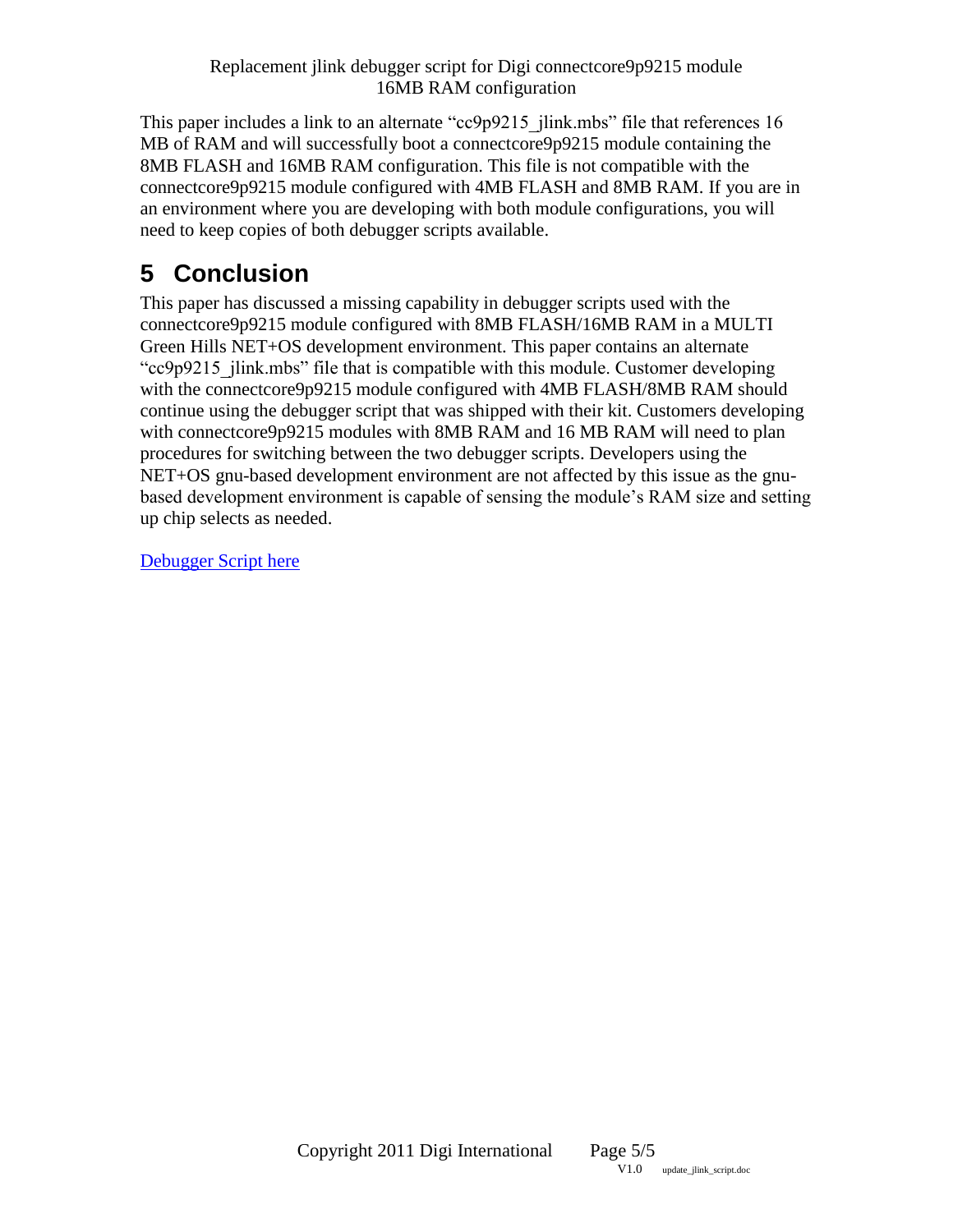This paper includes a link to an alternate “cc9p9215_jlink.mbs” file that references 16 MB of RAM and will successfully boot a connectcore9p9215 module containing the 8MB FLASH and 16MB RAM configuration. This file is not compatible with the connectcore9p9215 module configured with 4MB FLASH and 8MB RAM. If you are in an environment where you are developing with both module configurations, you will need to keep copies of both debugger scripts available.

# 5 Conclusion

This paper has discussed a missing capability in debugger scripts used with the connectcore9p9215 module configured with 8MB FLASH/16MB RAM in a MULTI Green Hills NET+OS development environment. This paper contains an alternate “cc9p9215_jlink.mbs” file that is compatible with this module. Customer developing with the connectcore9p9215 module configured with 4MB FLASH/8MB RAM should continue using the debugger script that was shipped with their kit. Customers developing with connectcore9p9215 modules with 8MB RAM and 16 MB RAM will need to plan procedures for switching between the two debugger scripts. Developers using the NET+OS gnu-based development environment are not affected by this issue as the gnu-based development environment is capable of sensing the module’s RAM size and setting up chip selects as needed.

Debugger Script here